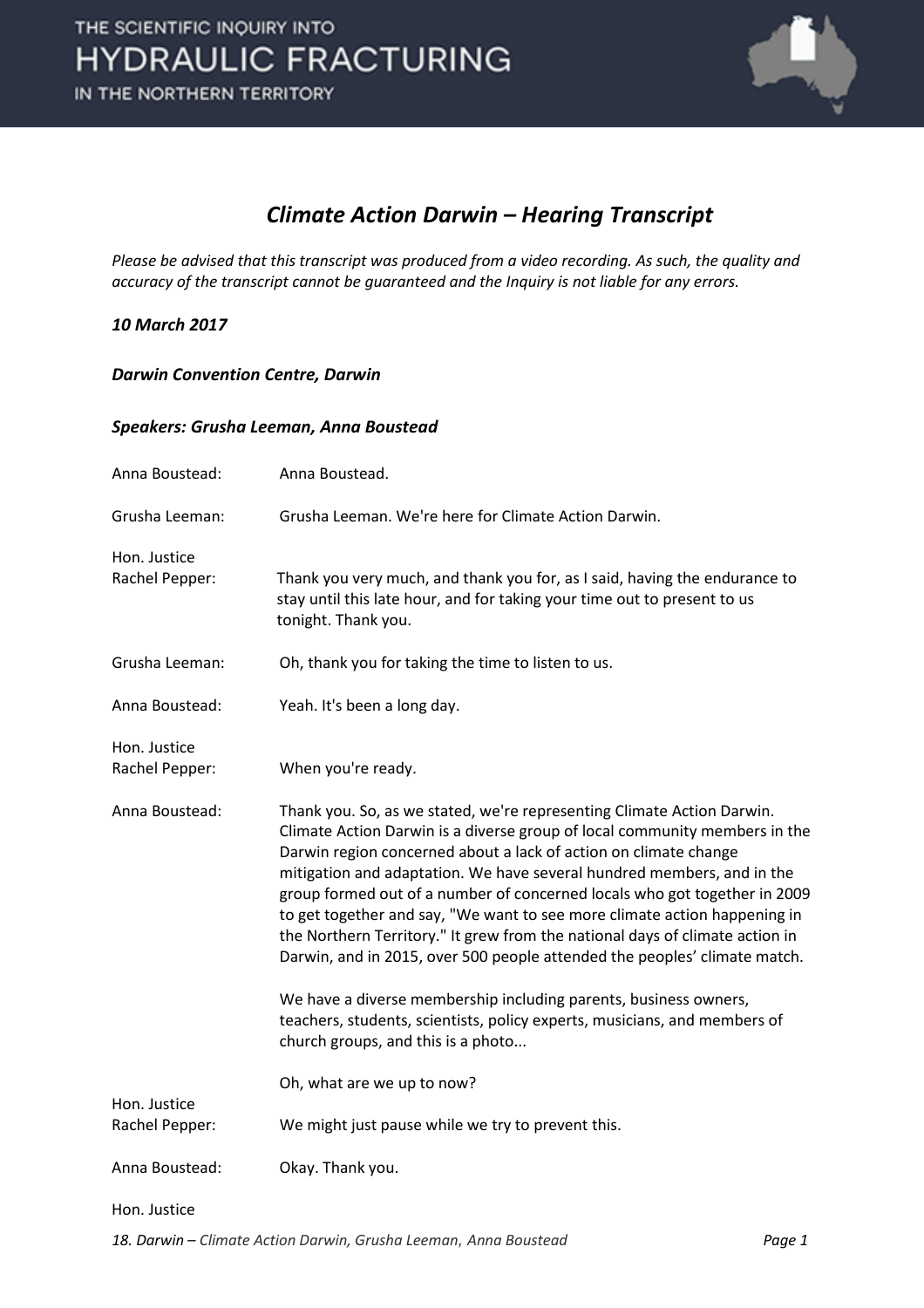# Climate Action Darwin – Hearing Transcript

*Please be advised that this transcript was produced from a video recording. As such, the quality and accuracy of the transcript cannot be guaranteed and the Inquiry is not liable for any errors.*

***10 March 2017***

***Darwin Convention Centre, Darwin***

***Speakers: Grusha Leeman, Anna Boustead***

Anna Boustead: Anna Boustead.

Grusha Leeman: Grusha Leeman. We're here for Climate Action Darwin.

Hon. Justice Rachel Pepper: Thank you very much, and thank you for, as I said, having the endurance to stay until this late hour, and for taking your time out to present to us tonight. Thank you.

Grusha Leeman: Oh, thank you for taking the time to listen to us.

Anna Boustead: Yeah. It's been a long day.

Hon. Justice Rachel Pepper: When you're ready.

Anna Boustead: Thank you. So, as we stated, we're representing Climate Action Darwin. Climate Action Darwin is a diverse group of local community members in the Darwin region concerned about a lack of action on climate change mitigation and adaptation. We have several hundred members, and in the group formed out of a number of concerned locals who got together in 2009 to get together and say, "We want to see more climate action happening in the Northern Territory." It grew from the national days of climate action in Darwin, and in 2015, over 500 people attended the peoples' climate match.

We have a diverse membership including parents, business owners, teachers, students, scientists, policy experts, musicians, and members of church groups, and this is a photo...

Oh, what are we up to now?

Hon. Justice Rachel Pepper: We might just pause while we try to prevent this.

Anna Boustead: Okay. Thank you.

Hon. Justice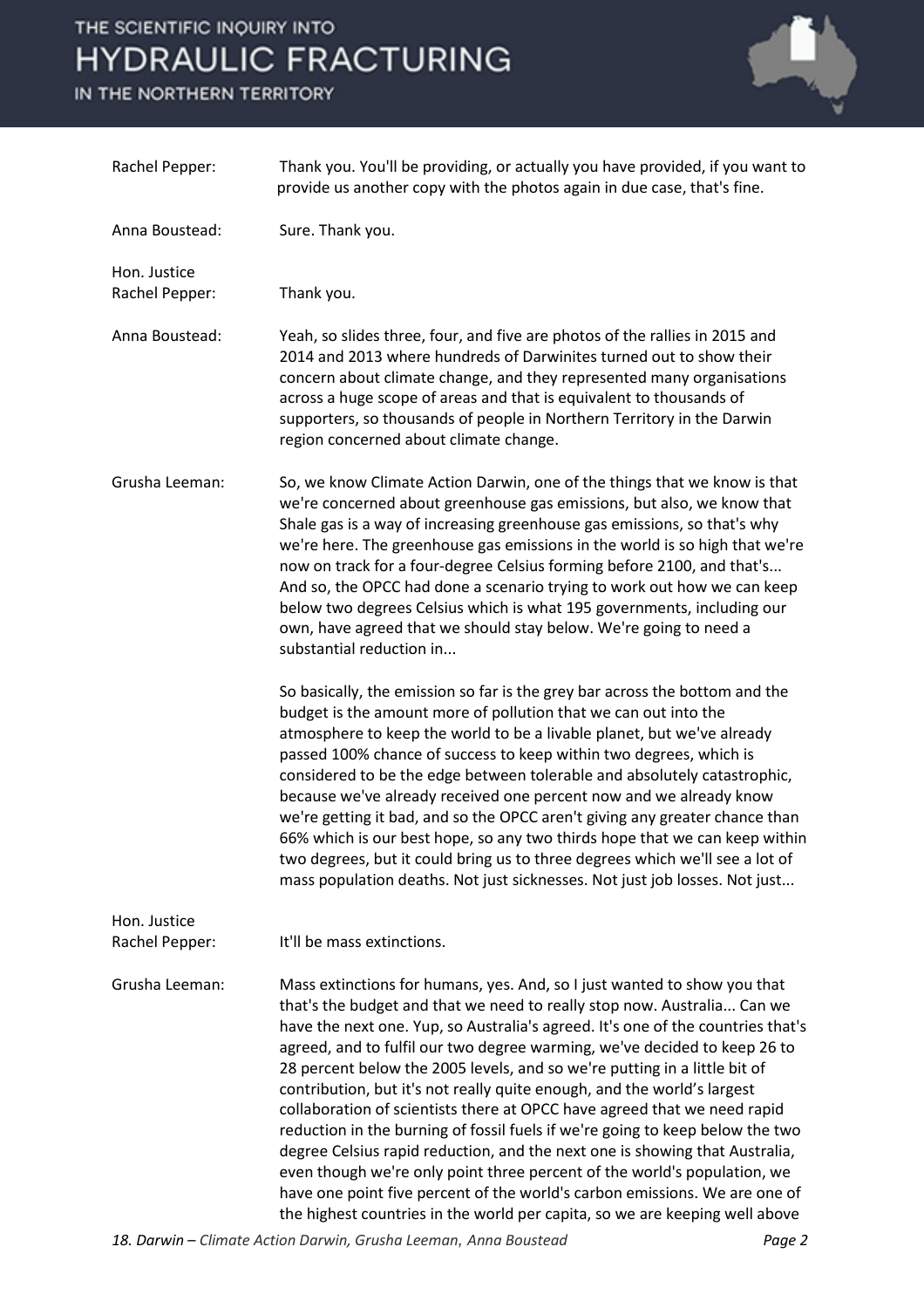Rachel Pepper: Thank you. You'll be providing, or actually you have provided, if you want to provide us another copy with the photos again in due case, that's fine.

Anna Boustead: Sure. Thank you.

Hon. Justice Rachel Pepper: Thank you.

Anna Boustead: Yeah, so slides three, four, and five are photos of the rallies in 2015 and 2014 and 2013 where hundreds of Darwinites turned out to show their concern about climate change, and they represented many organisations across a huge scope of areas and that is equivalent to thousands of supporters, so thousands of people in Northern Territory in the Darwin region concerned about climate change.

Grusha Leeman: So, we know Climate Action Darwin, one of the things that we know is that we're concerned about greenhouse gas emissions, but also, we know that Shale gas is a way of increasing greenhouse gas emissions, so that's why we're here. The greenhouse gas emissions in the world is so high that we're now on track for a four-degree Celsius forming before 2100, and that's... And so, the OPCC had done a scenario trying to work out how we can keep below two degrees Celsius which is what 195 governments, including our own, have agreed that we should stay below. We're going to need a substantial reduction in...

So basically, the emission so far is the grey bar across the bottom and the budget is the amount more of pollution that we can out into the atmosphere to keep the world to be a livable planet, but we've already passed 100% chance of success to keep within two degrees, which is considered to be the edge between tolerable and absolutely catastrophic, because we've already received one percent now and we already know we're getting it bad, and so the OPCC aren't giving any greater chance than 66% which is our best hope, so any two thirds hope that we can keep within two degrees, but it could bring us to three degrees which we'll see a lot of mass population deaths. Not just sicknesses. Not just job losses. Not just...

Hon. Justice Rachel Pepper: It'll be mass extinctions.

Grusha Leeman: Mass extinctions for humans, yes. And, so I just wanted to show you that that's the budget and that we need to really stop now. Australia... Can we have the next one. Yup, so Australia's agreed. It's one of the countries that's agreed, and to fulfil our two degree warming, we've decided to keep 26 to 28 percent below the 2005 levels, and so we're putting in a little bit of contribution, but it's not really quite enough, and the world's largest collaboration of scientists there at OPCC have agreed that we need rapid reduction in the burning of fossil fuels if we're going to keep below the two degree Celsius rapid reduction, and the next one is showing that Australia, even though we're only point three percent of the world's population, we have one point five percent of the world's carbon emissions. We are one of the highest countries in the world per capita, so we are keeping well above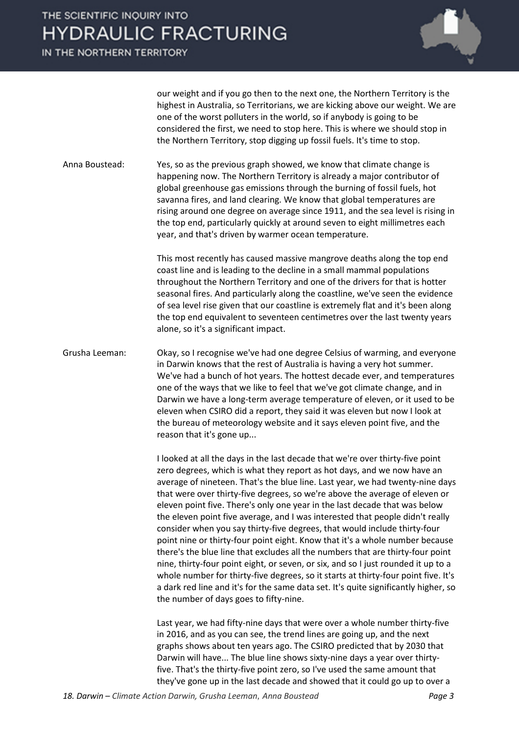our weight and if you go then to the next one, the Northern Territory is the highest in Australia, so Territorians, we are kicking above our weight. We are one of the worst polluters in the world, so if anybody is going to be considered the first, we need to stop here. This is where we should stop in the Northern Territory, stop digging up fossil fuels. It's time to stop.

Anna Boustead: Yes, so as the previous graph showed, we know that climate change is happening now. The Northern Territory is already a major contributor of global greenhouse gas emissions through the burning of fossil fuels, hot savanna fires, and land clearing. We know that global temperatures are rising around one degree on average since 1911, and the sea level is rising in the top end, particularly quickly at around seven to eight millimetres each year, and that's driven by warmer ocean temperature.

This most recently has caused massive mangrove deaths along the top end coast line and is leading to the decline in a small mammal populations throughout the Northern Territory and one of the drivers for that is hotter seasonal fires. And particularly along the coastline, we've seen the evidence of sea level rise given that our coastline is extremely flat and it's been along the top end equivalent to seventeen centimetres over the last twenty years alone, so it's a significant impact.

Grusha Leeman: Okay, so I recognise we've had one degree Celsius of warming, and everyone in Darwin knows that the rest of Australia is having a very hot summer. We've had a bunch of hot years. The hottest decade ever, and temperatures one of the ways that we like to feel that we've got climate change, and in Darwin we have a long-term average temperature of eleven, or it used to be eleven when CSIRO did a report, they said it was eleven but now I look at the bureau of meteorology website and it says eleven point five, and the reason that it's gone up...

I looked at all the days in the last decade that we're over thirty-five point zero degrees, which is what they report as hot days, and we now have an average of nineteen. That's the blue line. Last year, we had twenty-nine days that were over thirty-five degrees, so we're above the average of eleven or eleven point five. There's only one year in the last decade that was below the eleven point five average, and I was interested that people didn't really consider when you say thirty-five degrees, that would include thirty-four point nine or thirty-four point eight. Know that it's a whole number because there's the blue line that excludes all the numbers that are thirty-four point nine, thirty-four point eight, or seven, or six, and so I just rounded it up to a whole number for thirty-five degrees, so it starts at thirty-four point five. It's a dark red line and it's for the same data set. It's quite significantly higher, so the number of days goes to fifty-nine.

Last year, we had fifty-nine days that were over a whole number thirty-five in 2016, and as you can see, the trend lines are going up, and the next graphs shows about ten years ago. The CSIRO predicted that by 2030 that Darwin will have... The blue line shows sixty-nine days a year over thirty-five. That's the thirty-five point zero, so I've used the same amount that they've gone up in the last decade and showed that it could go up to over a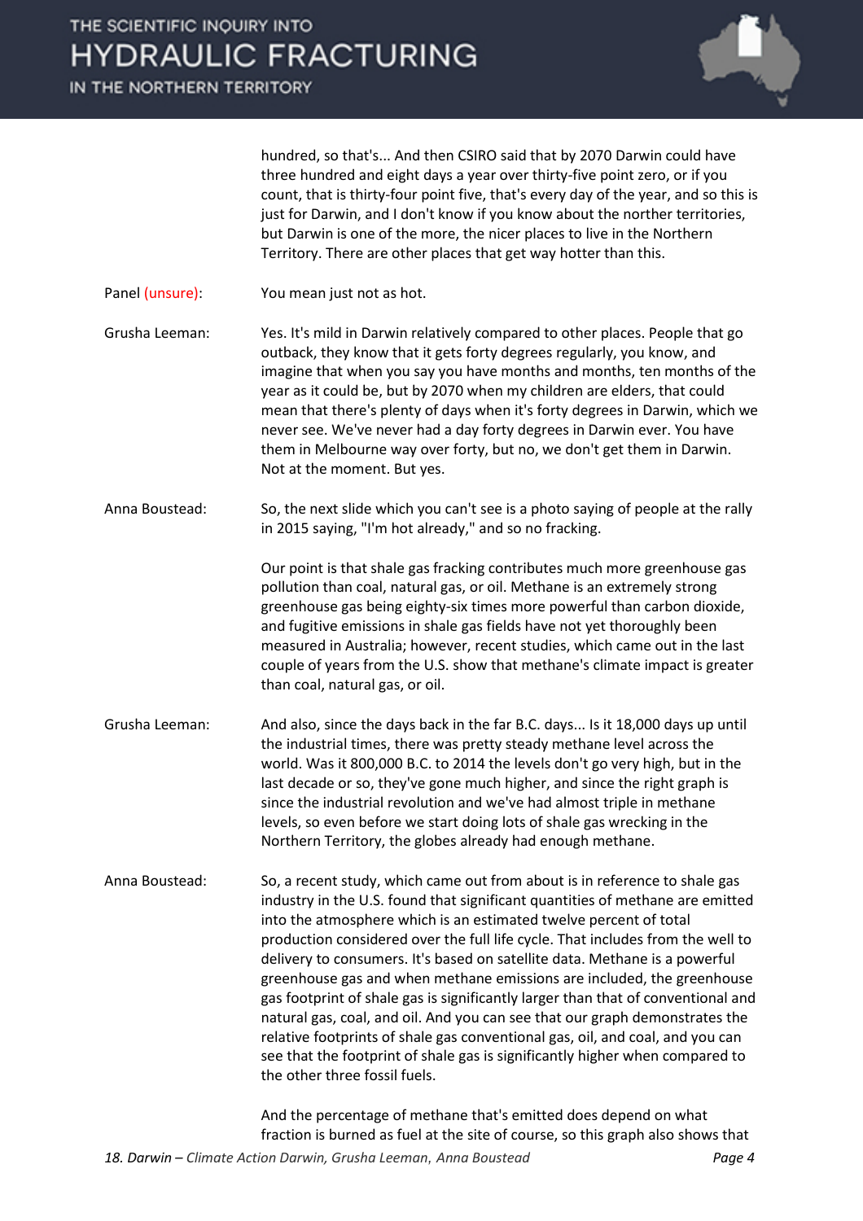hundred, so that's... And then CSIRO said that by 2070 Darwin could have three hundred and eight days a year over thirty-five point zero, or if you count, that is thirty-four point five, that's every day of the year, and so this is just for Darwin, and I don't know if you know about the norther territories, but Darwin is one of the more, the nicer places to live in the Northern Territory. There are other places that get way hotter than this.

**Panel (unsure):** You mean just not as hot.

**Grusha Leeman:** Yes. It's mild in Darwin relatively compared to other places. People that go outback, they know that it gets forty degrees regularly, you know, and imagine that when you say you have months and months, ten months of the year as it could be, but by 2070 when my children are elders, that could mean that there's plenty of days when it's forty degrees in Darwin, which we never see. We've never had a day forty degrees in Darwin ever. You have them in Melbourne way over forty, but no, we don't get them in Darwin. Not at the moment. But yes.

**Anna Boustead:** So, the next slide which you can't see is a photo saying of people at the rally in 2015 saying, "I'm hot already," and so no fracking.

Our point is that shale gas fracking contributes much more greenhouse gas pollution than coal, natural gas, or oil. Methane is an extremely strong greenhouse gas being eighty-six times more powerful than carbon dioxide, and fugitive emissions in shale gas fields have not yet thoroughly been measured in Australia; however, recent studies, which came out in the last couple of years from the U.S. show that methane's climate impact is greater than coal, natural gas, or oil.

**Grusha Leeman:** And also, since the days back in the far B.C. days... Is it 18,000 days up until the industrial times, there was pretty steady methane level across the world. Was it 800,000 B.C. to 2014 the levels don't go very high, but in the last decade or so, they've gone much higher, and since the right graph is since the industrial revolution and we've had almost triple in methane levels, so even before we start doing lots of shale gas wrecking in the Northern Territory, the globes already had enough methane.

**Anna Boustead:** So, a recent study, which came out from about is in reference to shale gas industry in the U.S. found that significant quantities of methane are emitted into the atmosphere which is an estimated twelve percent of total production considered over the full life cycle. That includes from the well to delivery to consumers. It's based on satellite data. Methane is a powerful greenhouse gas and when methane emissions are included, the greenhouse gas footprint of shale gas is significantly larger than that of conventional and natural gas, coal, and oil. And you can see that our graph demonstrates the relative footprints of shale gas conventional gas, oil, and coal, and you can see that the footprint of shale gas is significantly higher when compared to the other three fossil fuels.

And the percentage of methane that's emitted does depend on what fraction is burned as fuel at the site of course, so this graph also shows that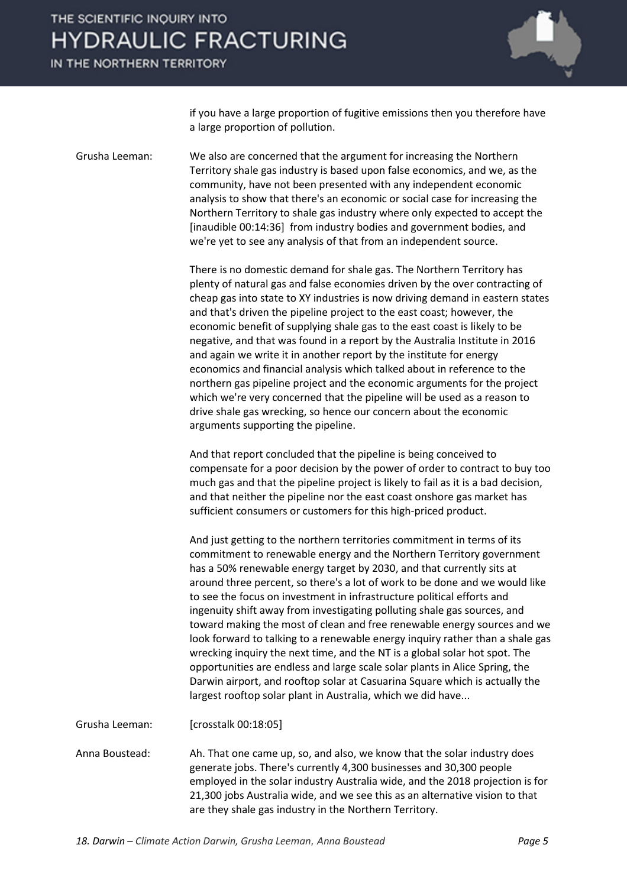if you have a large proportion of fugitive emissions then you therefore have a large proportion of pollution.

Grusha Leeman: We also are concerned that the argument for increasing the Northern Territory shale gas industry is based upon false economics, and we, as the community, have not been presented with any independent economic analysis to show that there's an economic or social case for increasing the Northern Territory to shale gas industry where only expected to accept the [inaudible 00:14:36] from industry bodies and government bodies, and we're yet to see any analysis of that from an independent source.

There is no domestic demand for shale gas. The Northern Territory has plenty of natural gas and false economies driven by the over contracting of cheap gas into state to XY industries is now driving demand in eastern states and that's driven the pipeline project to the east coast; however, the economic benefit of supplying shale gas to the east coast is likely to be negative, and that was found in a report by the Australia Institute in 2016 and again we write it in another report by the institute for energy economics and financial analysis which talked about in reference to the northern gas pipeline project and the economic arguments for the project which we're very concerned that the pipeline will be used as a reason to drive shale gas wrecking, so hence our concern about the economic arguments supporting the pipeline.

And that report concluded that the pipeline is being conceived to compensate for a poor decision by the power of order to contract to buy too much gas and that the pipeline project is likely to fail as it is a bad decision, and that neither the pipeline nor the east coast onshore gas market has sufficient consumers or customers for this high-priced product.

And just getting to the northern territories commitment in terms of its commitment to renewable energy and the Northern Territory government has a 50% renewable energy target by 2030, and that currently sits at around three percent, so there's a lot of work to be done and we would like to see the focus on investment in infrastructure political efforts and ingenuity shift away from investigating polluting shale gas sources, and toward making the most of clean and free renewable energy sources and we look forward to talking to a renewable energy inquiry rather than a shale gas wrecking inquiry the next time, and the NT is a global solar hot spot. The opportunities are endless and large scale solar plants in Alice Spring, the Darwin airport, and rooftop solar at Casuarina Square which is actually the largest rooftop solar plant in Australia, which we did have...

Grusha Leeman: [crosstalk 00:18:05]

Anna Boustead: Ah. That one came up, so, and also, we know that the solar industry does generate jobs. There's currently 4,300 businesses and 30,300 people employed in the solar industry Australia wide, and the 2018 projection is for 21,300 jobs Australia wide, and we see this as an alternative vision to that are they shale gas industry in the Northern Territory.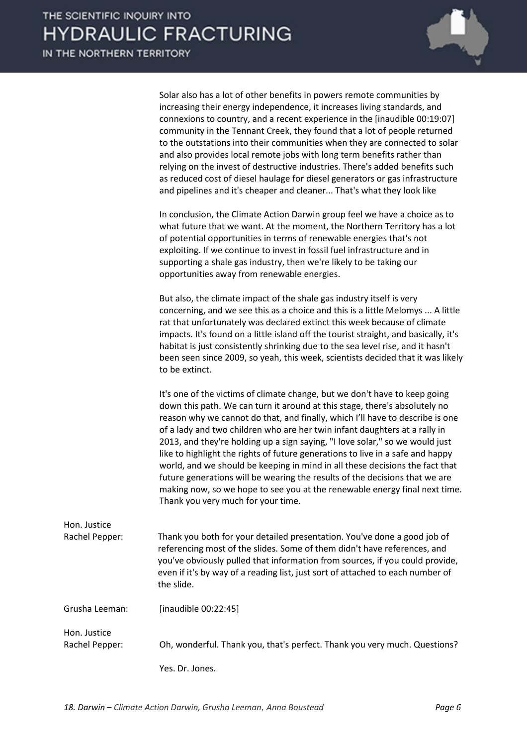Solar also has a lot of other benefits in powers remote communities by increasing their energy independence, it increases living standards, and connexions to country, and a recent experience in the [inaudible 00:19:07] community in the Tennant Creek, they found that a lot of people returned to the outstations into their communities when they are connected to solar and also provides local remote jobs with long term benefits rather than relying on the invest of destructive industries. There's added benefits such as reduced cost of diesel haulage for diesel generators or gas infrastructure and pipelines and it's cheaper and cleaner... That's what they look like

In conclusion, the Climate Action Darwin group feel we have a choice as to what future that we want. At the moment, the Northern Territory has a lot of potential opportunities in terms of renewable energies that's not exploiting. If we continue to invest in fossil fuel infrastructure and in supporting a shale gas industry, then we're likely to be taking our opportunities away from renewable energies.

But also, the climate impact of the shale gas industry itself is very concerning, and we see this as a choice and this is a little Melomys ... A little rat that unfortunately was declared extinct this week because of climate impacts. It's found on a little island off the tourist straight, and basically, it's habitat is just consistently shrinking due to the sea level rise, and it hasn't been seen since 2009, so yeah, this week, scientists decided that it was likely to be extinct.

It's one of the victims of climate change, but we don't have to keep going down this path. We can turn it around at this stage, there's absolutely no reason why we cannot do that, and finally, which I'll have to describe is one of a lady and two children who are her twin infant daughters at a rally in 2013, and they're holding up a sign saying, "I love solar," so we would just like to highlight the rights of future generations to live in a safe and happy world, and we should be keeping in mind in all these decisions the fact that future generations will be wearing the results of the decisions that we are making now, so we hope to see you at the renewable energy final next time. Thank you very much for your time.

**Hon. Justice Rachel Pepper:** Thank you both for your detailed presentation. You've done a good job of referencing most of the slides. Some of them didn't have references, and you've obviously pulled that information from sources, if you could provide, even if it's by way of a reading list, just sort of attached to each number of the slide.

**Grusha Leeman:** [inaudible 00:22:45]

**Hon. Justice Rachel Pepper:** Oh, wonderful. Thank you, that's perfect. Thank you very much. Questions?

Yes. Dr. Jones.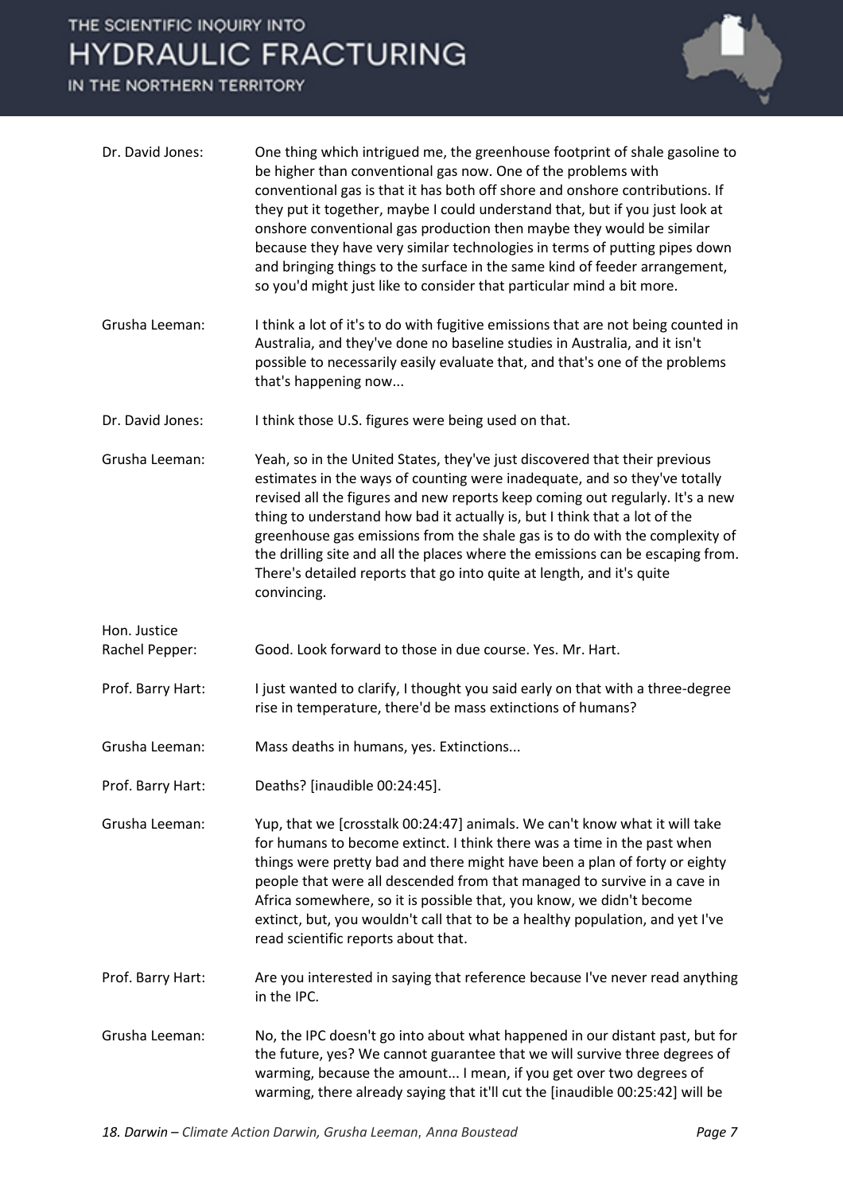Dr. David Jones: One thing which intrigued me, the greenhouse footprint of shale gasoline to be higher than conventional gas now. One of the problems with conventional gas is that it has both off shore and onshore contributions. If they put it together, maybe I could understand that, but if you just look at onshore conventional gas production then maybe they would be similar because they have very similar technologies in terms of putting pipes down and bringing things to the surface in the same kind of feeder arrangement, so you'd might just like to consider that particular mind a bit more.

Grusha Leeman: I think a lot of it's to do with fugitive emissions that are not being counted in Australia, and they've done no baseline studies in Australia, and it isn't possible to necessarily easily evaluate that, and that's one of the problems that's happening now...

Dr. David Jones: I think those U.S. figures were being used on that.

Grusha Leeman: Yeah, so in the United States, they've just discovered that their previous estimates in the ways of counting were inadequate, and so they've totally revised all the figures and new reports keep coming out regularly. It's a new thing to understand how bad it actually is, but I think that a lot of the greenhouse gas emissions from the shale gas is to do with the complexity of the drilling site and all the places where the emissions can be escaping from. There's detailed reports that go into quite at length, and it's quite convincing.

Hon. Justice Rachel Pepper: Good. Look forward to those in due course. Yes. Mr. Hart.

Prof. Barry Hart: I just wanted to clarify, I thought you said early on that with a three-degree rise in temperature, there'd be mass extinctions of humans?

Grusha Leeman: Mass deaths in humans, yes. Extinctions...

Prof. Barry Hart: Deaths? [inaudible 00:24:45].

Grusha Leeman: Yup, that we [crosstalk 00:24:47] animals. We can't know what it will take for humans to become extinct. I think there was a time in the past when things were pretty bad and there might have been a plan of forty or eighty people that were all descended from that managed to survive in a cave in Africa somewhere, so it is possible that, you know, we didn't become extinct, but, you wouldn't call that to be a healthy population, and yet I've read scientific reports about that.

Prof. Barry Hart: Are you interested in saying that reference because I've never read anything in the IPC.

Grusha Leeman: No, the IPC doesn't go into about what happened in our distant past, but for the future, yes? We cannot guarantee that we will survive three degrees of warming, because the amount... I mean, if you get over two degrees of warming, there already saying that it'll cut the [inaudible 00:25:42] will be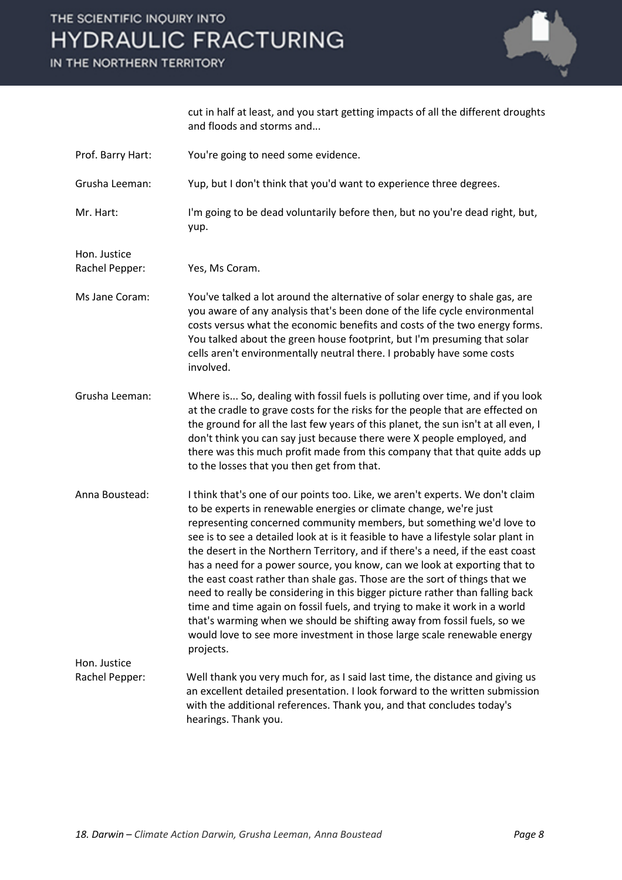cut in half at least, and you start getting impacts of all the different droughts and floods and storms and...

**Prof. Barry Hart:** You're going to need some evidence.

**Grusha Leeman:** Yup, but I don't think that you'd want to experience three degrees.

**Mr. Hart:** I'm going to be dead voluntarily before then, but no you're dead right, but, yup.

**Hon. Justice Rachel Pepper:** Yes, Ms Coram.

**Ms Jane Coram:** You've talked a lot around the alternative of solar energy to shale gas, are you aware of any analysis that's been done of the life cycle environmental costs versus what the economic benefits and costs of the two energy forms. You talked about the green house footprint, but I'm presuming that solar cells aren't environmentally neutral there. I probably have some costs involved.

**Grusha Leeman:** Where is... So, dealing with fossil fuels is polluting over time, and if you look at the cradle to grave costs for the risks for the people that are effected on the ground for all the last few years of this planet, the sun isn't at all even, I don't think you can say just because there were X people employed, and there was this much profit made from this company that that quite adds up to the losses that you then get from that.

**Anna Boustead:** I think that's one of our points too. Like, we aren't experts. We don't claim to be experts in renewable energies or climate change, we're just representing concerned community members, but something we'd love to see is to see a detailed look at is it feasible to have a lifestyle solar plant in the desert in the Northern Territory, and if there's a need, if the east coast has a need for a power source, you know, can we look at exporting that to the east coast rather than shale gas. Those are the sort of things that we need to really be considering in this bigger picture rather than falling back time and time again on fossil fuels, and trying to make it work in a world that's warming when we should be shifting away from fossil fuels, so we would love to see more investment in those large scale renewable energy projects.

**Hon. Justice Rachel Pepper:** Well thank you very much for, as I said last time, the distance and giving us an excellent detailed presentation. I look forward to the written submission with the additional references. Thank you, and that concludes today's hearings. Thank you.